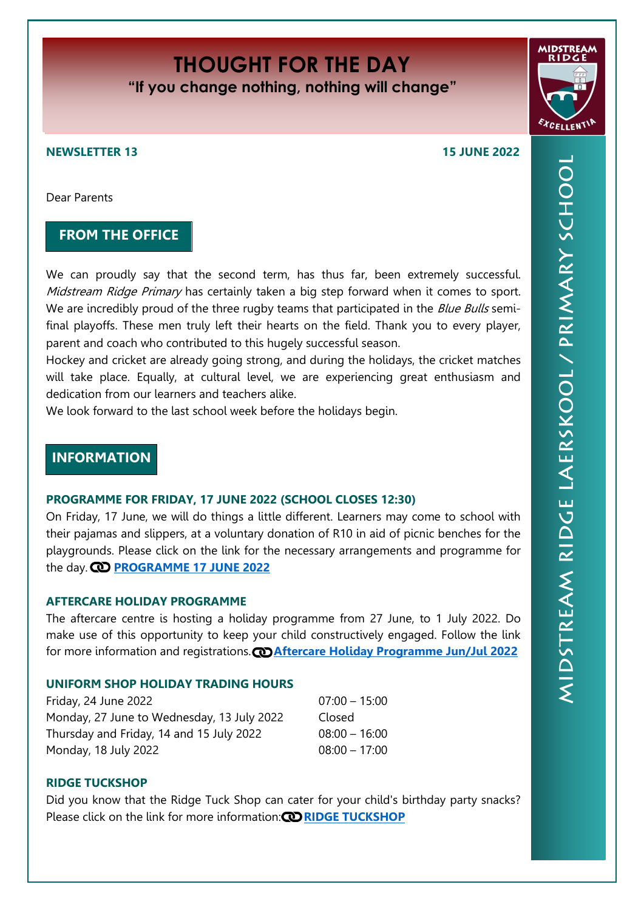# THOUGHT FOR THE DAY

**"If you change nothing, nothing will change"**

**NEWSLETTER 13** **15 JUNE 2022**

Dear Parents

## FROM THE OFFICE

We can proudly say that the second term, has thus far, been extremely successful. *Midstream Ridge Primary* has certainly taken a big step forward when it comes to sport. We are incredibly proud of the three rugby teams that participated in the *Blue Bulls* semi-final playoffs. These men truly left their hearts on the field. Thank you to every player, parent and coach who contributed to this hugely successful season.

Hockey and cricket are already going strong, and during the holidays, the cricket matches will take place. Equally, at cultural level, we are experiencing great enthusiasm and dedication from our learners and teachers alike.

We look forward to the last school week before the holidays begin.

## INFORMATION

### PROGRAMME FOR FRIDAY, 17 JUNE 2022 (SCHOOL CLOSES 12:30)

On Friday, 17 June, we will do things a little different. Learners may come to school with their pajamas and slippers, at a voluntary donation of R10 in aid of picnic benches for the playgrounds. Please click on the link for the necessary arrangements and programme for the day. **PROGRAMME 17 JUNE 2022**

### AFTERCARE HOLIDAY PROGRAMME

The aftercare centre is hosting a holiday programme from 27 June, to 1 July 2022. Do make use of this opportunity to keep your child constructively engaged. Follow the link for more information and registrations. **Aftercare Holiday Programme Jun/Jul 2022**

### UNIFORM SHOP HOLIDAY TRADING HOURS

| | |
|---|---|
| Friday, 24 June 2022 | 07:00 – 15:00 |
| Monday, 27 June to Wednesday, 13 July 2022 | Closed |
| Thursday and Friday, 14 and 15 July 2022 | 08:00 – 16:00 |
| Monday, 18 July 2022 | 08:00 – 17:00 |

### RIDGE TUCKSHOP

Did you know that the Ridge Tuck Shop can cater for your child's birthday party snacks? Please click on the link for more information: **RIDGE TUCKSHOP**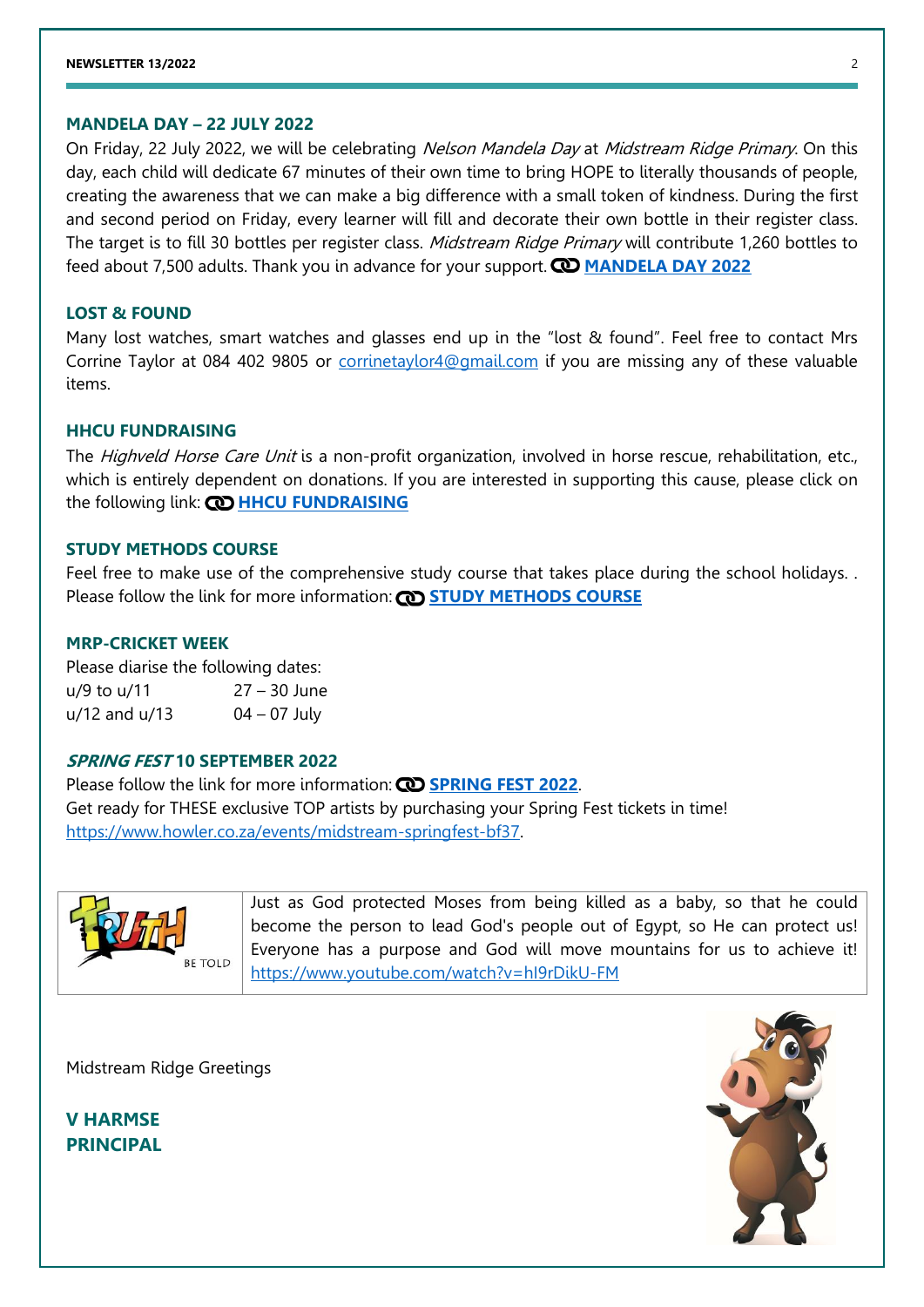## MANDELA DAY – 22 JULY 2022

On Friday, 22 July 2022, we will be celebrating *Nelson Mandela Day* at *Midstream Ridge Primary*. On this day, each child will dedicate 67 minutes of their own time to bring HOPE to literally thousands of people, creating the awareness that we can make a big difference with a small token of kindness. During the first and second period on Friday, every learner will fill and decorate their own bottle in their register class. The target is to fill 30 bottles per register class. *Midstream Ridge Primary* will contribute 1,260 bottles to feed about 7,500 adults. Thank you in advance for your support. **MANDELA DAY 2022**

## LOST & FOUND

Many lost watches, smart watches and glasses end up in the "lost & found". Feel free to contact Mrs Corrine Taylor at 084 402 9805 or corrinetaylor4@gmail.com if you are missing any of these valuable items.

## HHCU FUNDRAISING

The *Highveld Horse Care Unit* is a non-profit organization, involved in horse rescue, rehabilitation, etc., which is entirely dependent on donations. If you are interested in supporting this cause, please click on the following link: **HHCU FUNDRAISING**

## STUDY METHODS COURSE

Feel free to make use of the comprehensive study course that takes place during the school holidays. . Please follow the link for more information: **STUDY METHODS COURSE**

## MRP-CRICKET WEEK

Please diarise the following dates:

| | |
|---|---|
| u/9 to u/11 | 27 – 30 June |
| u/12 and u/13 | 04 – 07 July |

## *SPRING FEST* 10 SEPTEMBER 2022

Please follow the link for more information: **SPRING FEST 2022**.
Get ready for THESE exclusive TOP artists by purchasing your Spring Fest tickets in time!
https://www.howler.co.za/events/midstream-springfest-bf37.

TRUTH BE TOLD

Just as God protected Moses from being killed as a baby, so that he could become the person to lead God's people out of Egypt, so He can protect us! Everyone has a purpose and God will move mountains for us to achieve it! https://www.youtube.com/watch?v=hI9rDikU-FM

Midstream Ridge Greetings

**V HARMSE**
**PRINCIPAL**